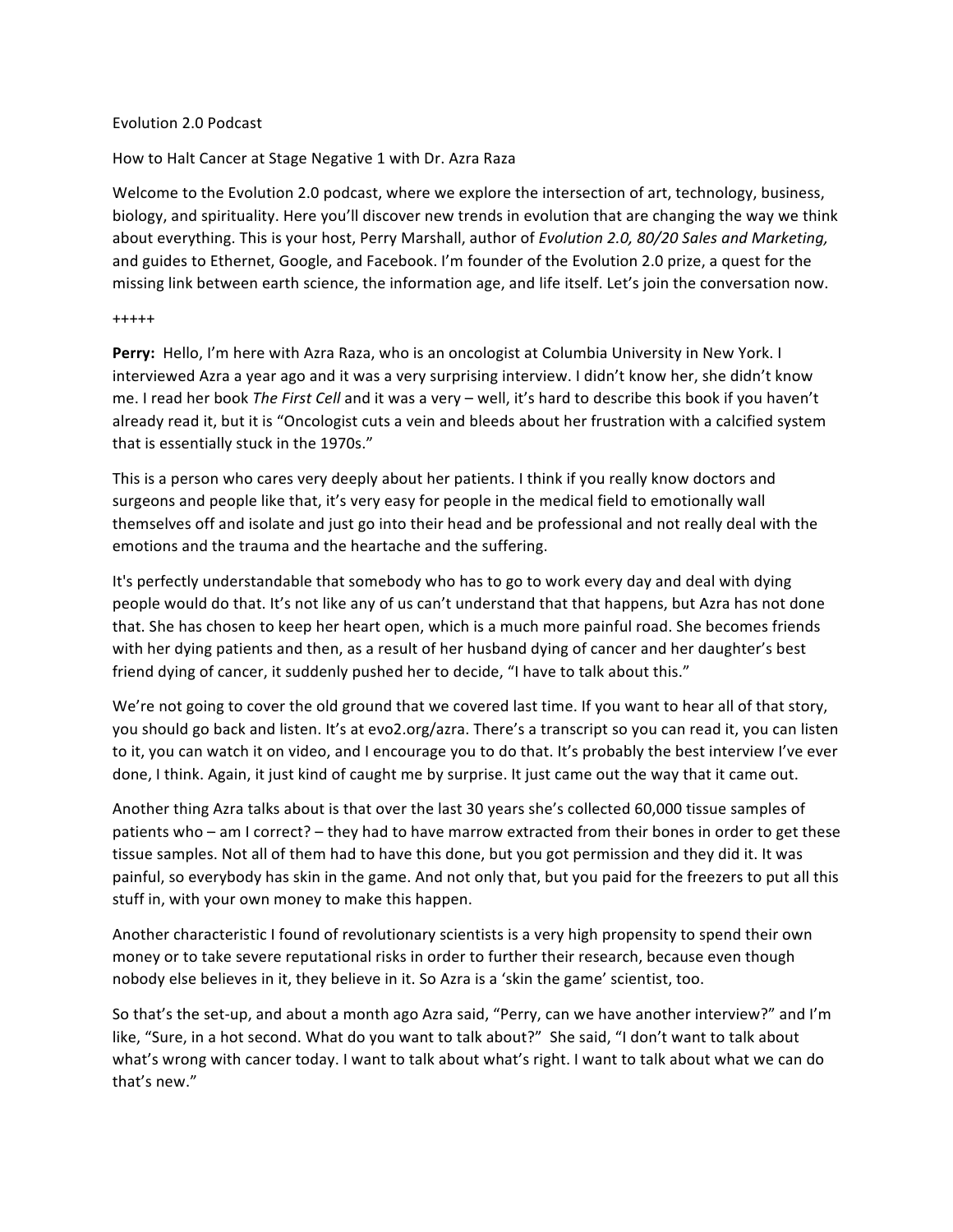Evolution 2.0 Podcast

How to Halt Cancer at Stage Negative 1 with Dr. Azra Raza

Welcome to the Evolution 2.0 podcast, where we explore the intersection of art, technology, business, biology, and spirituality. Here you'll discover new trends in evolution that are changing the way we think about everything. This is your host, Perry Marshall, author of *Evolution 2.0, 80/20 Sales and Marketing,* and guides to Ethernet, Google, and Facebook. I'm founder of the Evolution 2.0 prize, a quest for the missing link between earth science, the information age, and life itself. Let's join the conversation now.

+++++

**Perry:** Hello, I'm here with Azra Raza, who is an oncologist at Columbia University in New York. I interviewed Azra a year ago and it was a very surprising interview. I didn't know her, she didn't know me. I read her book *The First Cell* and it was a very – well, it's hard to describe this book if you haven't already read it, but it is "Oncologist cuts a vein and bleeds about her frustration with a calcified system that is essentially stuck in the 1970s."

This is a person who cares very deeply about her patients. I think if you really know doctors and surgeons and people like that, it's very easy for people in the medical field to emotionally wall themselves off and isolate and just go into their head and be professional and not really deal with the emotions and the trauma and the heartache and the suffering.

It's perfectly understandable that somebody who has to go to work every day and deal with dying people would do that. It's not like any of us can't understand that that happens, but Azra has not done that. She has chosen to keep her heart open, which is a much more painful road. She becomes friends with her dying patients and then, as a result of her husband dying of cancer and her daughter's best friend dying of cancer, it suddenly pushed her to decide, "I have to talk about this."

We're not going to cover the old ground that we covered last time. If you want to hear all of that story, you should go back and listen. It's at evo2.org/azra. There's a transcript so you can read it, you can listen to it, you can watch it on video, and I encourage you to do that. It's probably the best interview I've ever done, I think. Again, it just kind of caught me by surprise. It just came out the way that it came out.

Another thing Azra talks about is that over the last 30 years she's collected 60,000 tissue samples of patients who – am I correct? – they had to have marrow extracted from their bones in order to get these tissue samples. Not all of them had to have this done, but you got permission and they did it. It was painful, so everybody has skin in the game. And not only that, but you paid for the freezers to put all this stuff in, with your own money to make this happen.

Another characteristic I found of revolutionary scientists is a very high propensity to spend their own money or to take severe reputational risks in order to further their research, because even though nobody else believes in it, they believe in it. So Azra is a 'skin the game' scientist, too.

So that's the set-up, and about a month ago Azra said, "Perry, can we have another interview?" and I'm like, "Sure, in a hot second. What do you want to talk about?" She said, "I don't want to talk about what's wrong with cancer today. I want to talk about what's right. I want to talk about what we can do that's new."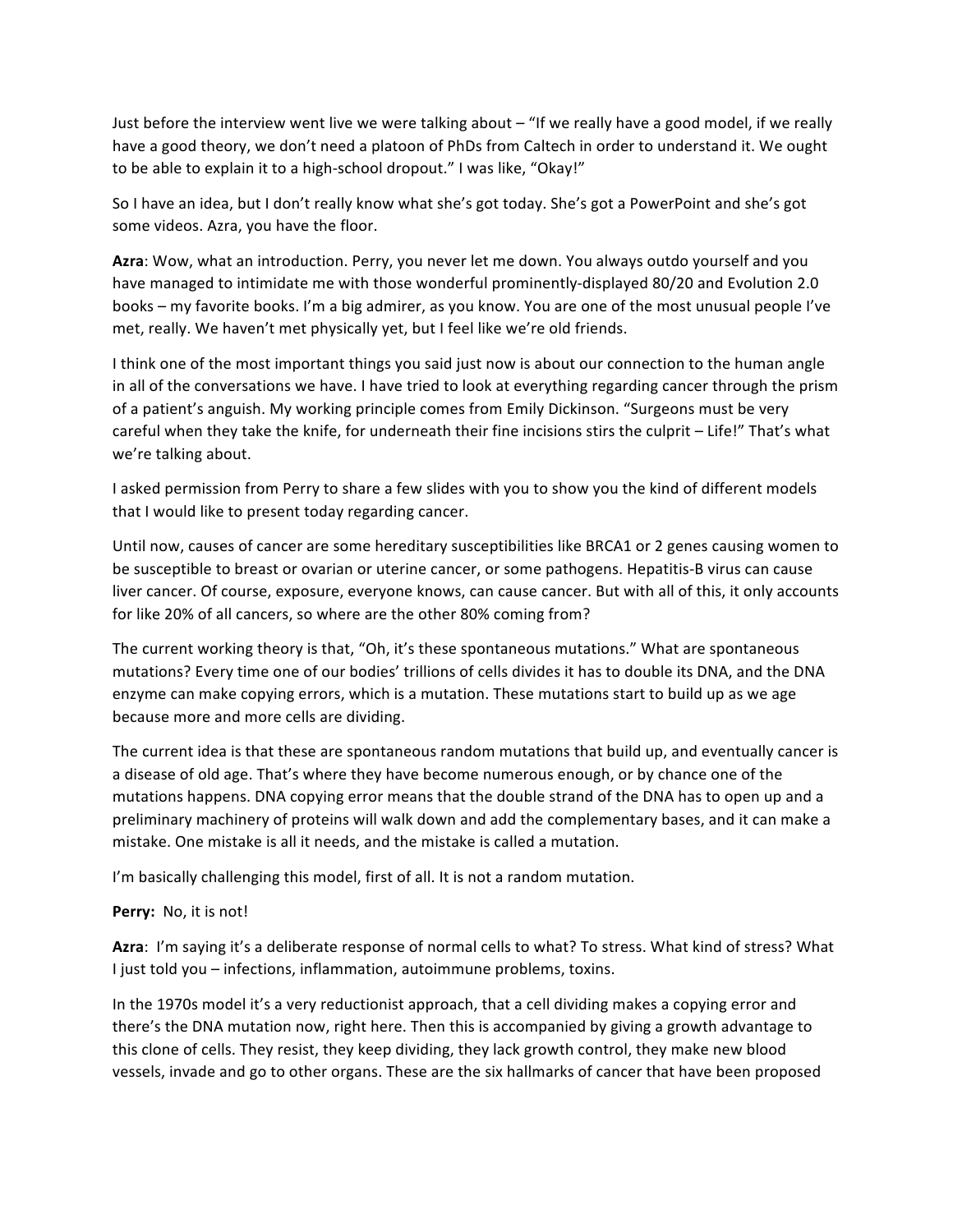Just before the interview went live we were talking about – "If we really have a good model, if we really have a good theory, we don't need a platoon of PhDs from Caltech in order to understand it. We ought to be able to explain it to a high-school dropout." I was like, "Okay!"

So I have an idea, but I don't really know what she's got today. She's got a PowerPoint and she's got some videos. Azra, you have the floor.

**Azra**: Wow, what an introduction. Perry, you never let me down. You always outdo yourself and you have managed to intimidate me with those wonderful prominently-displayed 80/20 and Evolution 2.0 books – my favorite books. I'm a big admirer, as you know. You are one of the most unusual people I've met, really. We haven't met physically yet, but I feel like we're old friends.

I think one of the most important things you said just now is about our connection to the human angle in all of the conversations we have. I have tried to look at everything regarding cancer through the prism of a patient's anguish. My working principle comes from Emily Dickinson. "Surgeons must be very careful when they take the knife, for underneath their fine incisions stirs the culprit – Life!" That's what we're talking about.

I asked permission from Perry to share a few slides with you to show you the kind of different models that I would like to present today regarding cancer.

Until now, causes of cancer are some hereditary susceptibilities like BRCA1 or 2 genes causing women to be susceptible to breast or ovarian or uterine cancer, or some pathogens. Hepatitis-B virus can cause liver cancer. Of course, exposure, everyone knows, can cause cancer. But with all of this, it only accounts for like 20% of all cancers, so where are the other 80% coming from?

The current working theory is that, "Oh, it's these spontaneous mutations." What are spontaneous mutations? Every time one of our bodies' trillions of cells divides it has to double its DNA, and the DNA enzyme can make copying errors, which is a mutation. These mutations start to build up as we age because more and more cells are dividing.

The current idea is that these are spontaneous random mutations that build up, and eventually cancer is a disease of old age. That's where they have become numerous enough, or by chance one of the mutations happens. DNA copying error means that the double strand of the DNA has to open up and a preliminary machinery of proteins will walk down and add the complementary bases, and it can make a mistake. One mistake is all it needs, and the mistake is called a mutation.

I'm basically challenging this model, first of all. It is not a random mutation.

**Perry:** No, it is not!

**Azra**: I'm saying it's a deliberate response of normal cells to what? To stress. What kind of stress? What I just told you – infections, inflammation, autoimmune problems, toxins.

In the 1970s model it's a very reductionist approach, that a cell dividing makes a copying error and there's the DNA mutation now, right here. Then this is accompanied by giving a growth advantage to this clone of cells. They resist, they keep dividing, they lack growth control, they make new blood vessels, invade and go to other organs. These are the six hallmarks of cancer that have been proposed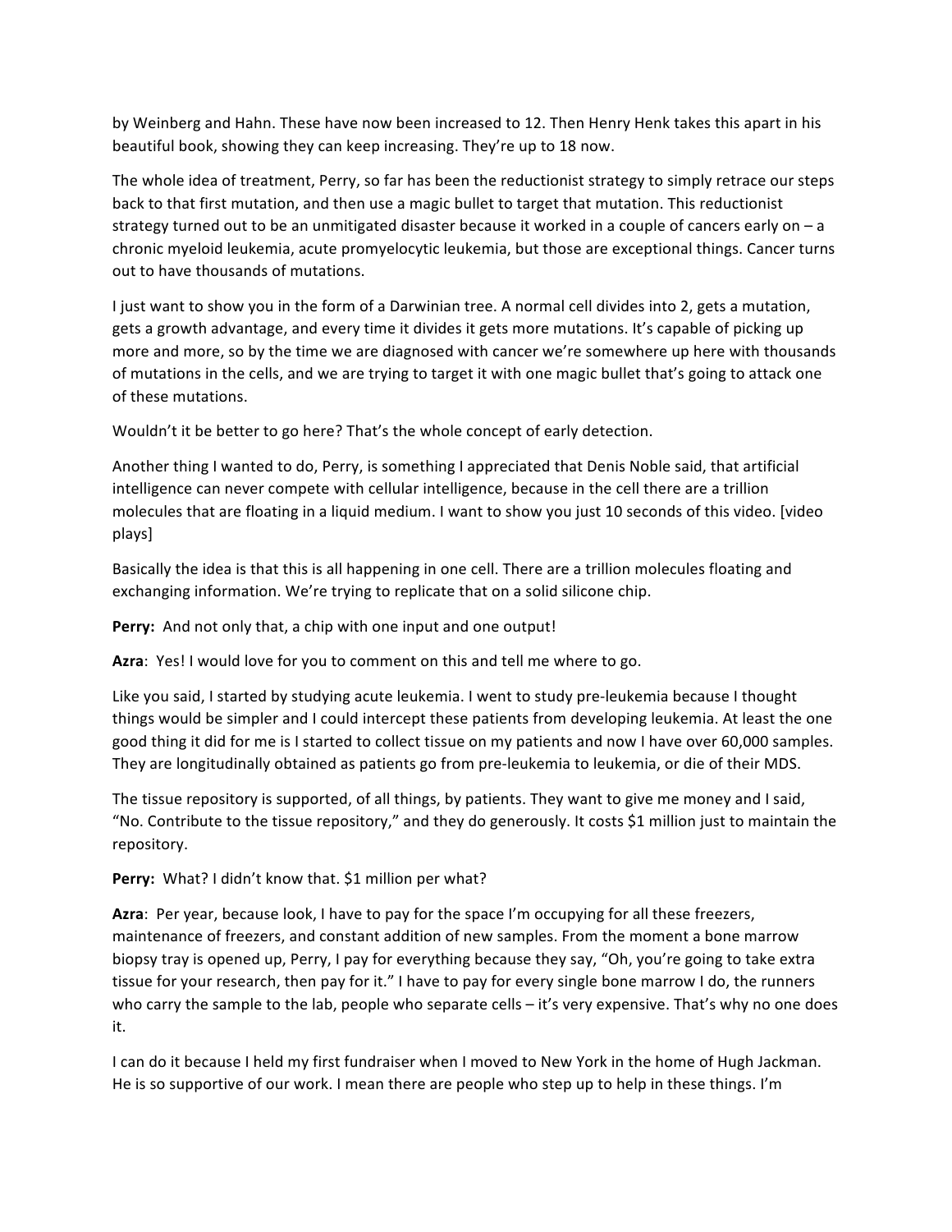by Weinberg and Hahn. These have now been increased to 12. Then Henry Henk takes this apart in his beautiful book, showing they can keep increasing. They're up to 18 now.

The whole idea of treatment, Perry, so far has been the reductionist strategy to simply retrace our steps back to that first mutation, and then use a magic bullet to target that mutation. This reductionist strategy turned out to be an unmitigated disaster because it worked in a couple of cancers early on – a chronic myeloid leukemia, acute promyelocytic leukemia, but those are exceptional things. Cancer turns out to have thousands of mutations.

I just want to show you in the form of a Darwinian tree. A normal cell divides into 2, gets a mutation, gets a growth advantage, and every time it divides it gets more mutations. It's capable of picking up more and more, so by the time we are diagnosed with cancer we're somewhere up here with thousands of mutations in the cells, and we are trying to target it with one magic bullet that's going to attack one of these mutations.

Wouldn't it be better to go here? That's the whole concept of early detection.

Another thing I wanted to do, Perry, is something I appreciated that Denis Noble said, that artificial intelligence can never compete with cellular intelligence, because in the cell there are a trillion molecules that are floating in a liquid medium. I want to show you just 10 seconds of this video. [video plays]

Basically the idea is that this is all happening in one cell. There are a trillion molecules floating and exchanging information. We're trying to replicate that on a solid silicone chip.

**Perry:** And not only that, a chip with one input and one output!

**Azra**: Yes! I would love for you to comment on this and tell me where to go.

Like you said, I started by studying acute leukemia. I went to study pre-leukemia because I thought things would be simpler and I could intercept these patients from developing leukemia. At least the one good thing it did for me is I started to collect tissue on my patients and now I have over 60,000 samples. They are longitudinally obtained as patients go from pre-leukemia to leukemia, or die of their MDS.

The tissue repository is supported, of all things, by patients. They want to give me money and I said, "No. Contribute to the tissue repository," and they do generously. It costs $1 million just to maintain the repository.

**Perry:** What? I didn't know that. $1 million per what?

**Azra**: Per year, because look, I have to pay for the space I'm occupying for all these freezers, maintenance of freezers, and constant addition of new samples. From the moment a bone marrow biopsy tray is opened up, Perry, I pay for everything because they say, "Oh, you're going to take extra tissue for your research, then pay for it." I have to pay for every single bone marrow I do, the runners who carry the sample to the lab, people who separate cells – it's very expensive. That's why no one does it.

I can do it because I held my first fundraiser when I moved to New York in the home of Hugh Jackman. He is so supportive of our work. I mean there are people who step up to help in these things. I'm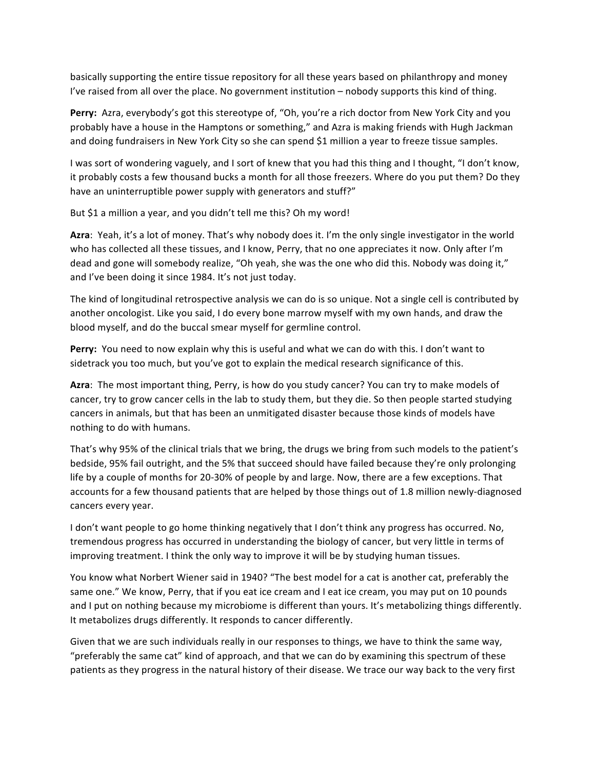basically supporting the entire tissue repository for all these years based on philanthropy and money I've raised from all over the place. No government institution – nobody supports this kind of thing.

**Perry:** Azra, everybody's got this stereotype of, "Oh, you're a rich doctor from New York City and you probably have a house in the Hamptons or something," and Azra is making friends with Hugh Jackman and doing fundraisers in New York City so she can spend $1 million a year to freeze tissue samples.

I was sort of wondering vaguely, and I sort of knew that you had this thing and I thought, "I don't know, it probably costs a few thousand bucks a month for all those freezers. Where do you put them? Do they have an uninterruptible power supply with generators and stuff?"

But $1 a million a year, and you didn't tell me this? Oh my word!

**Azra**: Yeah, it's a lot of money. That's why nobody does it. I'm the only single investigator in the world who has collected all these tissues, and I know, Perry, that no one appreciates it now. Only after I'm dead and gone will somebody realize, "Oh yeah, she was the one who did this. Nobody was doing it," and I've been doing it since 1984. It's not just today.

The kind of longitudinal retrospective analysis we can do is so unique. Not a single cell is contributed by another oncologist. Like you said, I do every bone marrow myself with my own hands, and draw the blood myself, and do the buccal smear myself for germline control.

**Perry:** You need to now explain why this is useful and what we can do with this. I don't want to sidetrack you too much, but you've got to explain the medical research significance of this.

**Azra**: The most important thing, Perry, is how do you study cancer? You can try to make models of cancer, try to grow cancer cells in the lab to study them, but they die. So then people started studying cancers in animals, but that has been an unmitigated disaster because those kinds of models have nothing to do with humans.

That's why 95% of the clinical trials that we bring, the drugs we bring from such models to the patient's bedside, 95% fail outright, and the 5% that succeed should have failed because they're only prolonging life by a couple of months for 20-30% of people by and large. Now, there are a few exceptions. That accounts for a few thousand patients that are helped by those things out of 1.8 million newly-diagnosed cancers every year.

I don't want people to go home thinking negatively that I don't think any progress has occurred. No, tremendous progress has occurred in understanding the biology of cancer, but very little in terms of improving treatment. I think the only way to improve it will be by studying human tissues.

You know what Norbert Wiener said in 1940? "The best model for a cat is another cat, preferably the same one." We know, Perry, that if you eat ice cream and I eat ice cream, you may put on 10 pounds and I put on nothing because my microbiome is different than yours. It's metabolizing things differently. It metabolizes drugs differently. It responds to cancer differently.

Given that we are such individuals really in our responses to things, we have to think the same way, "preferably the same cat" kind of approach, and that we can do by examining this spectrum of these patients as they progress in the natural history of their disease. We trace our way back to the very first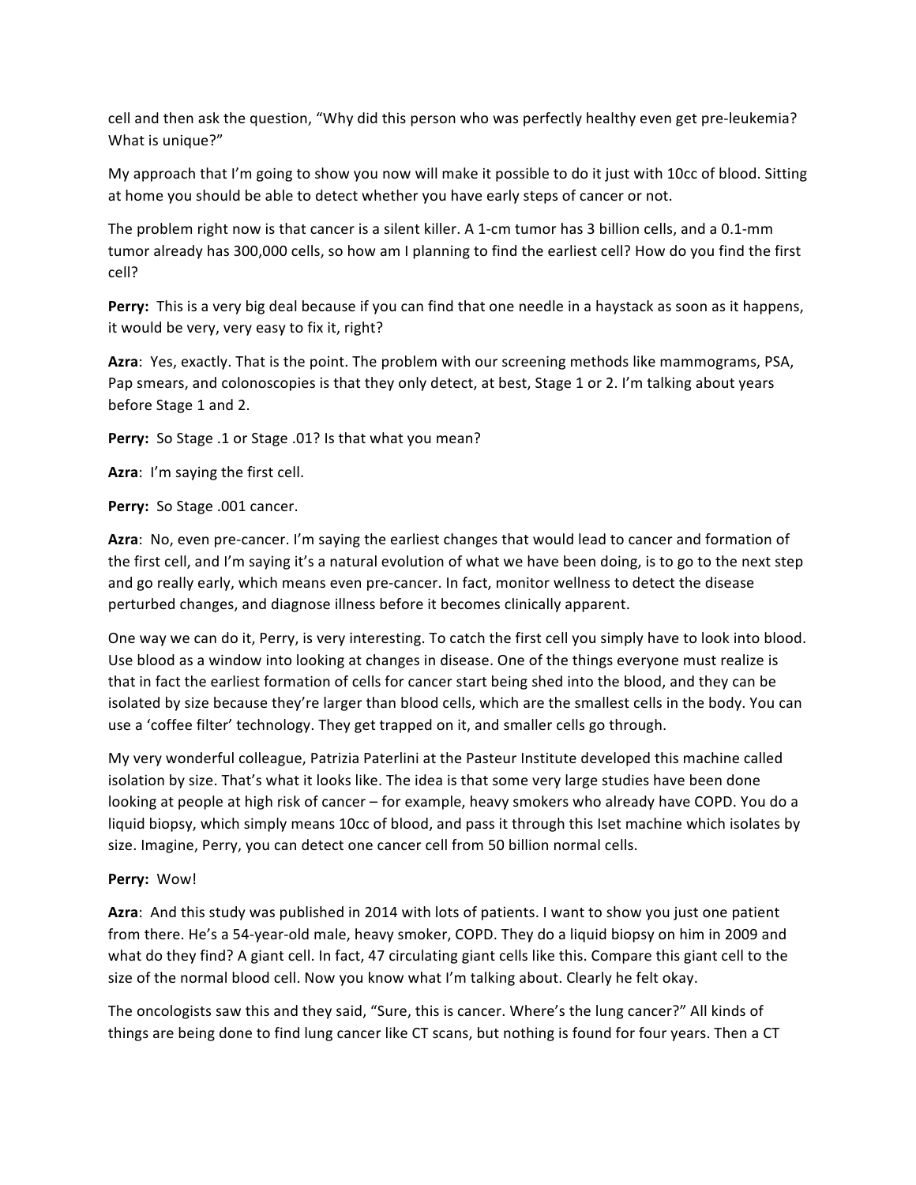cell and then ask the question, "Why did this person who was perfectly healthy even get pre-leukemia? What is unique?"

My approach that I'm going to show you now will make it possible to do it just with 10cc of blood. Sitting at home you should be able to detect whether you have early steps of cancer or not.

The problem right now is that cancer is a silent killer. A 1-cm tumor has 3 billion cells, and a 0.1-mm tumor already has 300,000 cells, so how am I planning to find the earliest cell? How do you find the first cell?

**Perry:** This is a very big deal because if you can find that one needle in a haystack as soon as it happens, it would be very, very easy to fix it, right?

**Azra**: Yes, exactly. That is the point. The problem with our screening methods like mammograms, PSA, Pap smears, and colonoscopies is that they only detect, at best, Stage 1 or 2. I'm talking about years before Stage 1 and 2.

**Perry:** So Stage .1 or Stage .01? Is that what you mean?

**Azra**: I'm saying the first cell.

**Perry:** So Stage .001 cancer.

**Azra**: No, even pre-cancer. I'm saying the earliest changes that would lead to cancer and formation of the first cell, and I'm saying it's a natural evolution of what we have been doing, is to go to the next step and go really early, which means even pre-cancer. In fact, monitor wellness to detect the disease perturbed changes, and diagnose illness before it becomes clinically apparent.

One way we can do it, Perry, is very interesting. To catch the first cell you simply have to look into blood. Use blood as a window into looking at changes in disease. One of the things everyone must realize is that in fact the earliest formation of cells for cancer start being shed into the blood, and they can be isolated by size because they're larger than blood cells, which are the smallest cells in the body. You can use a 'coffee filter' technology. They get trapped on it, and smaller cells go through.

My very wonderful colleague, Patrizia Paterlini at the Pasteur Institute developed this machine called isolation by size. That's what it looks like. The idea is that some very large studies have been done looking at people at high risk of cancer – for example, heavy smokers who already have COPD. You do a liquid biopsy, which simply means 10cc of blood, and pass it through this Iset machine which isolates by size. Imagine, Perry, you can detect one cancer cell from 50 billion normal cells.

**Perry:** Wow!

**Azra**: And this study was published in 2014 with lots of patients. I want to show you just one patient from there. He's a 54-year-old male, heavy smoker, COPD. They do a liquid biopsy on him in 2009 and what do they find? A giant cell. In fact, 47 circulating giant cells like this. Compare this giant cell to the size of the normal blood cell. Now you know what I'm talking about. Clearly he felt okay.

The oncologists saw this and they said, "Sure, this is cancer. Where's the lung cancer?" All kinds of things are being done to find lung cancer like CT scans, but nothing is found for four years. Then a CT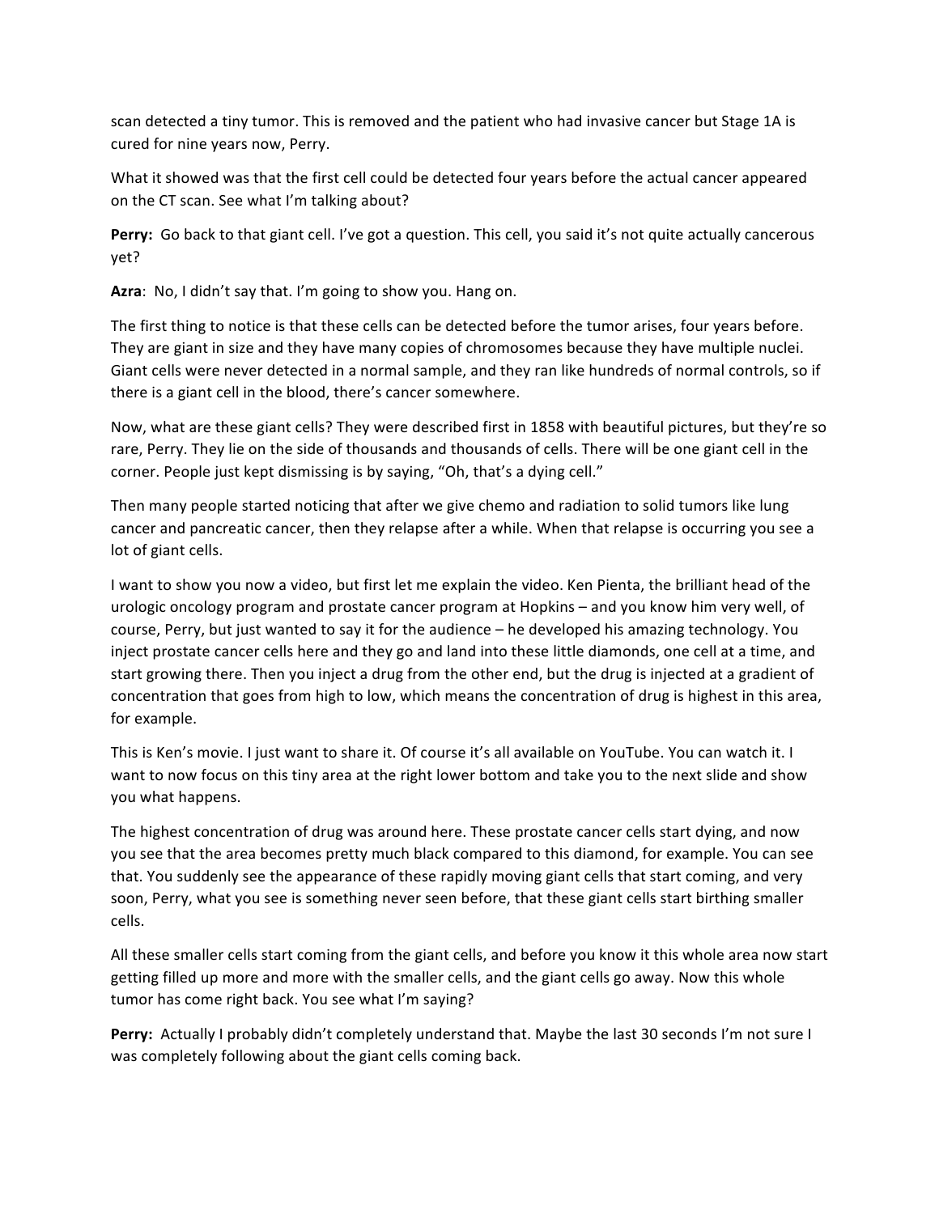scan detected a tiny tumor. This is removed and the patient who had invasive cancer but Stage 1A is cured for nine years now, Perry.

What it showed was that the first cell could be detected four years before the actual cancer appeared on the CT scan. See what I'm talking about?

**Perry:** Go back to that giant cell. I've got a question. This cell, you said it's not quite actually cancerous yet?

**Azra**: No, I didn't say that. I'm going to show you. Hang on.

The first thing to notice is that these cells can be detected before the tumor arises, four years before. They are giant in size and they have many copies of chromosomes because they have multiple nuclei. Giant cells were never detected in a normal sample, and they ran like hundreds of normal controls, so if there is a giant cell in the blood, there's cancer somewhere.

Now, what are these giant cells? They were described first in 1858 with beautiful pictures, but they're so rare, Perry. They lie on the side of thousands and thousands of cells. There will be one giant cell in the corner. People just kept dismissing is by saying, "Oh, that's a dying cell."

Then many people started noticing that after we give chemo and radiation to solid tumors like lung cancer and pancreatic cancer, then they relapse after a while. When that relapse is occurring you see a lot of giant cells.

I want to show you now a video, but first let me explain the video. Ken Pienta, the brilliant head of the urologic oncology program and prostate cancer program at Hopkins – and you know him very well, of course, Perry, but just wanted to say it for the audience – he developed his amazing technology. You inject prostate cancer cells here and they go and land into these little diamonds, one cell at a time, and start growing there. Then you inject a drug from the other end, but the drug is injected at a gradient of concentration that goes from high to low, which means the concentration of drug is highest in this area, for example.

This is Ken's movie. I just want to share it. Of course it's all available on YouTube. You can watch it. I want to now focus on this tiny area at the right lower bottom and take you to the next slide and show you what happens.

The highest concentration of drug was around here. These prostate cancer cells start dying, and now you see that the area becomes pretty much black compared to this diamond, for example. You can see that. You suddenly see the appearance of these rapidly moving giant cells that start coming, and very soon, Perry, what you see is something never seen before, that these giant cells start birthing smaller cells.

All these smaller cells start coming from the giant cells, and before you know it this whole area now start getting filled up more and more with the smaller cells, and the giant cells go away. Now this whole tumor has come right back. You see what I'm saying?

**Perry:** Actually I probably didn't completely understand that. Maybe the last 30 seconds I'm not sure I was completely following about the giant cells coming back.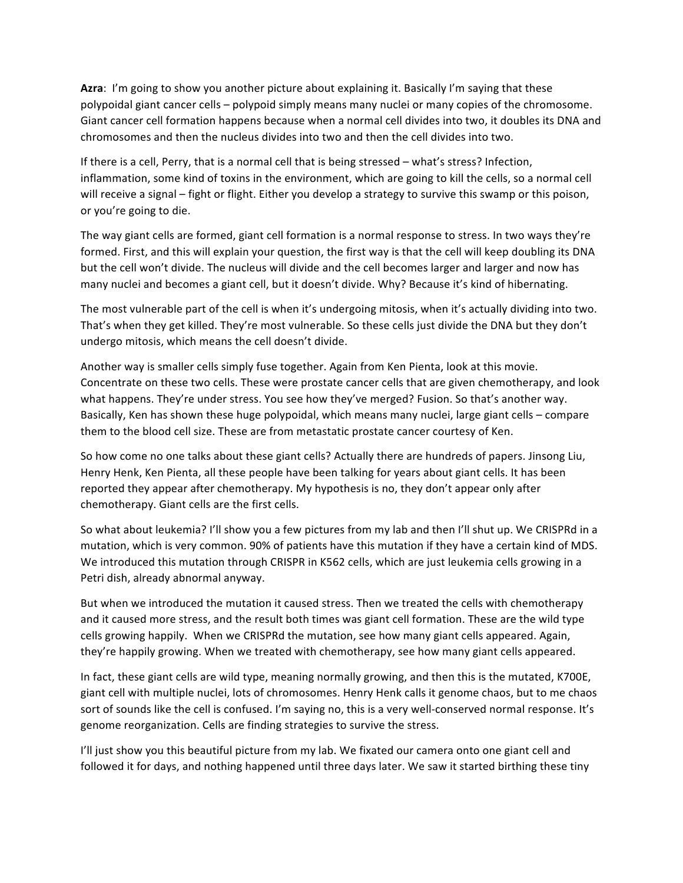**Azra**: I'm going to show you another picture about explaining it. Basically I'm saying that these polypoidal giant cancer cells – polypoid simply means many nuclei or many copies of the chromosome. Giant cancer cell formation happens because when a normal cell divides into two, it doubles its DNA and chromosomes and then the nucleus divides into two and then the cell divides into two.

If there is a cell, Perry, that is a normal cell that is being stressed – what's stress? Infection, inflammation, some kind of toxins in the environment, which are going to kill the cells, so a normal cell will receive a signal – fight or flight. Either you develop a strategy to survive this swamp or this poison, or you're going to die.

The way giant cells are formed, giant cell formation is a normal response to stress. In two ways they're formed. First, and this will explain your question, the first way is that the cell will keep doubling its DNA but the cell won't divide. The nucleus will divide and the cell becomes larger and larger and now has many nuclei and becomes a giant cell, but it doesn't divide. Why? Because it's kind of hibernating.

The most vulnerable part of the cell is when it's undergoing mitosis, when it's actually dividing into two. That's when they get killed. They're most vulnerable. So these cells just divide the DNA but they don't undergo mitosis, which means the cell doesn't divide.

Another way is smaller cells simply fuse together. Again from Ken Pienta, look at this movie. Concentrate on these two cells. These were prostate cancer cells that are given chemotherapy, and look what happens. They're under stress. You see how they've merged? Fusion. So that's another way. Basically, Ken has shown these huge polypoidal, which means many nuclei, large giant cells – compare them to the blood cell size. These are from metastatic prostate cancer courtesy of Ken.

So how come no one talks about these giant cells? Actually there are hundreds of papers. Jinsong Liu, Henry Henk, Ken Pienta, all these people have been talking for years about giant cells. It has been reported they appear after chemotherapy. My hypothesis is no, they don't appear only after chemotherapy. Giant cells are the first cells.

So what about leukemia? I'll show you a few pictures from my lab and then I'll shut up. We CRISPRd in a mutation, which is very common. 90% of patients have this mutation if they have a certain kind of MDS. We introduced this mutation through CRISPR in K562 cells, which are just leukemia cells growing in a Petri dish, already abnormal anyway.

But when we introduced the mutation it caused stress. Then we treated the cells with chemotherapy and it caused more stress, and the result both times was giant cell formation. These are the wild type cells growing happily. When we CRISPRd the mutation, see how many giant cells appeared. Again, they're happily growing. When we treated with chemotherapy, see how many giant cells appeared.

In fact, these giant cells are wild type, meaning normally growing, and then this is the mutated, K700E, giant cell with multiple nuclei, lots of chromosomes. Henry Henk calls it genome chaos, but to me chaos sort of sounds like the cell is confused. I'm saying no, this is a very well-conserved normal response. It's genome reorganization. Cells are finding strategies to survive the stress.

I'll just show you this beautiful picture from my lab. We fixated our camera onto one giant cell and followed it for days, and nothing happened until three days later. We saw it started birthing these tiny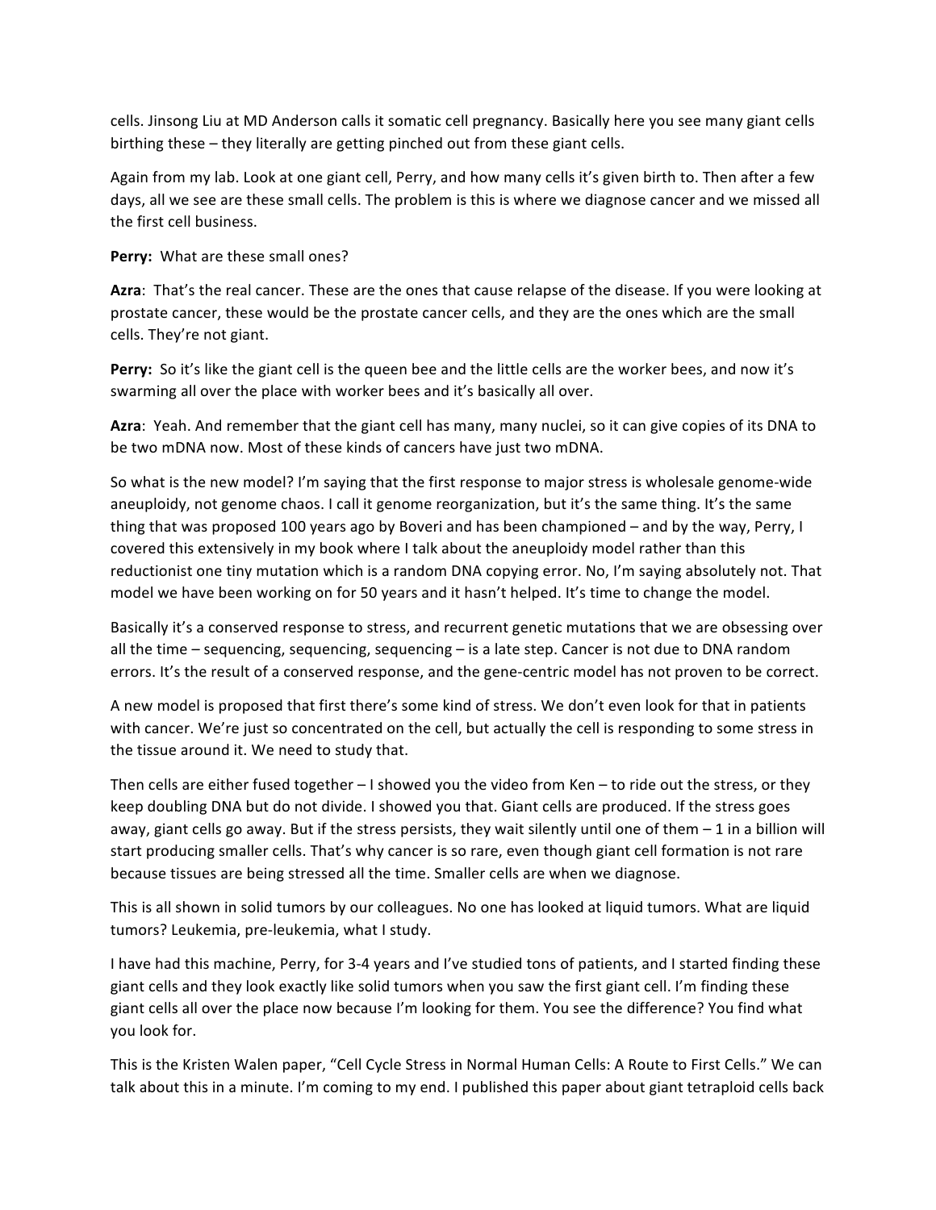cells. Jinsong Liu at MD Anderson calls it somatic cell pregnancy. Basically here you see many giant cells birthing these – they literally are getting pinched out from these giant cells.

Again from my lab. Look at one giant cell, Perry, and how many cells it's given birth to. Then after a few days, all we see are these small cells. The problem is this is where we diagnose cancer and we missed all the first cell business.

**Perry:** What are these small ones?

**Azra**: That's the real cancer. These are the ones that cause relapse of the disease. If you were looking at prostate cancer, these would be the prostate cancer cells, and they are the ones which are the small cells. They're not giant.

**Perry:** So it's like the giant cell is the queen bee and the little cells are the worker bees, and now it's swarming all over the place with worker bees and it's basically all over.

**Azra**: Yeah. And remember that the giant cell has many, many nuclei, so it can give copies of its DNA to be two mDNA now. Most of these kinds of cancers have just two mDNA.

So what is the new model? I'm saying that the first response to major stress is wholesale genome-wide aneuploidy, not genome chaos. I call it genome reorganization, but it's the same thing. It's the same thing that was proposed 100 years ago by Boveri and has been championed – and by the way, Perry, I covered this extensively in my book where I talk about the aneuploidy model rather than this reductionist one tiny mutation which is a random DNA copying error. No, I'm saying absolutely not. That model we have been working on for 50 years and it hasn't helped. It's time to change the model.

Basically it's a conserved response to stress, and recurrent genetic mutations that we are obsessing over all the time – sequencing, sequencing, sequencing – is a late step. Cancer is not due to DNA random errors. It's the result of a conserved response, and the gene-centric model has not proven to be correct.

A new model is proposed that first there's some kind of stress. We don't even look for that in patients with cancer. We're just so concentrated on the cell, but actually the cell is responding to some stress in the tissue around it. We need to study that.

Then cells are either fused together – I showed you the video from Ken – to ride out the stress, or they keep doubling DNA but do not divide. I showed you that. Giant cells are produced. If the stress goes away, giant cells go away. But if the stress persists, they wait silently until one of them – 1 in a billion will start producing smaller cells. That's why cancer is so rare, even though giant cell formation is not rare because tissues are being stressed all the time. Smaller cells are when we diagnose.

This is all shown in solid tumors by our colleagues. No one has looked at liquid tumors. What are liquid tumors? Leukemia, pre-leukemia, what I study.

I have had this machine, Perry, for 3-4 years and I've studied tons of patients, and I started finding these giant cells and they look exactly like solid tumors when you saw the first giant cell. I'm finding these giant cells all over the place now because I'm looking for them. You see the difference? You find what you look for.

This is the Kristen Walen paper, "Cell Cycle Stress in Normal Human Cells: A Route to First Cells." We can talk about this in a minute. I'm coming to my end. I published this paper about giant tetraploid cells back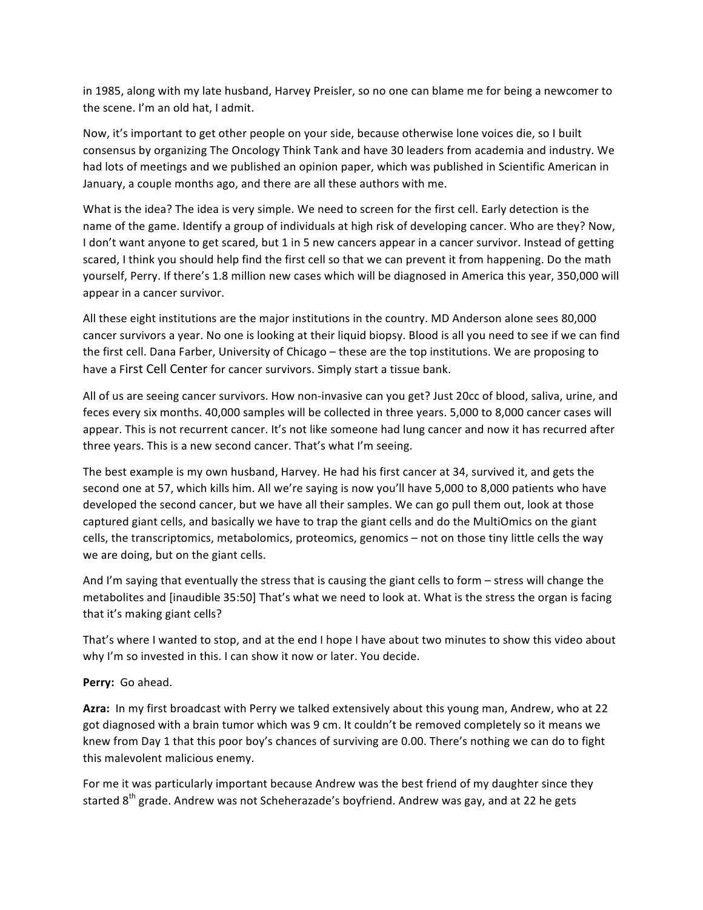in 1985, along with my late husband, Harvey Preisler, so no one can blame me for being a newcomer to the scene. I'm an old hat, I admit.

Now, it's important to get other people on your side, because otherwise lone voices die, so I built consensus by organizing The Oncology Think Tank and have 30 leaders from academia and industry. We had lots of meetings and we published an opinion paper, which was published in Scientific American in January, a couple months ago, and there are all these authors with me.

What is the idea? The idea is very simple. We need to screen for the first cell. Early detection is the name of the game. Identify a group of individuals at high risk of developing cancer. Who are they? Now, I don't want anyone to get scared, but 1 in 5 new cancers appear in a cancer survivor. Instead of getting scared, I think you should help find the first cell so that we can prevent it from happening. Do the math yourself, Perry. If there's 1.8 million new cases which will be diagnosed in America this year, 350,000 will appear in a cancer survivor.

All these eight institutions are the major institutions in the country. MD Anderson alone sees 80,000 cancer survivors a year. No one is looking at their liquid biopsy. Blood is all you need to see if we can find the first cell. Dana Farber, University of Chicago – these are the top institutions. We are proposing to have a First Cell Center for cancer survivors. Simply start a tissue bank.

All of us are seeing cancer survivors. How non-invasive can you get? Just 20cc of blood, saliva, urine, and feces every six months. 40,000 samples will be collected in three years. 5,000 to 8,000 cancer cases will appear. This is not recurrent cancer. It's not like someone had lung cancer and now it has recurred after three years. This is a new second cancer. That's what I'm seeing.

The best example is my own husband, Harvey. He had his first cancer at 34, survived it, and gets the second one at 57, which kills him. All we're saying is now you'll have 5,000 to 8,000 patients who have developed the second cancer, but we have all their samples. We can go pull them out, look at those captured giant cells, and basically we have to trap the giant cells and do the MultiOmics on the giant cells, the transcriptomics, metabolomics, proteomics, genomics – not on those tiny little cells the way we are doing, but on the giant cells.

And I'm saying that eventually the stress that is causing the giant cells to form – stress will change the metabolites and [inaudible 35:50] That's what we need to look at. What is the stress the organ is facing that it's making giant cells?

That's where I wanted to stop, and at the end I hope I have about two minutes to show this video about why I'm so invested in this. I can show it now or later. You decide.

**Perry:** Go ahead.

**Azra:** In my first broadcast with Perry we talked extensively about this young man, Andrew, who at 22 got diagnosed with a brain tumor which was 9 cm. It couldn't be removed completely so it means we knew from Day 1 that this poor boy's chances of surviving are 0.00. There's nothing we can do to fight this malevolent malicious enemy.

For me it was particularly important because Andrew was the best friend of my daughter since they started 8th grade. Andrew was not Scheherazade's boyfriend. Andrew was gay, and at 22 he gets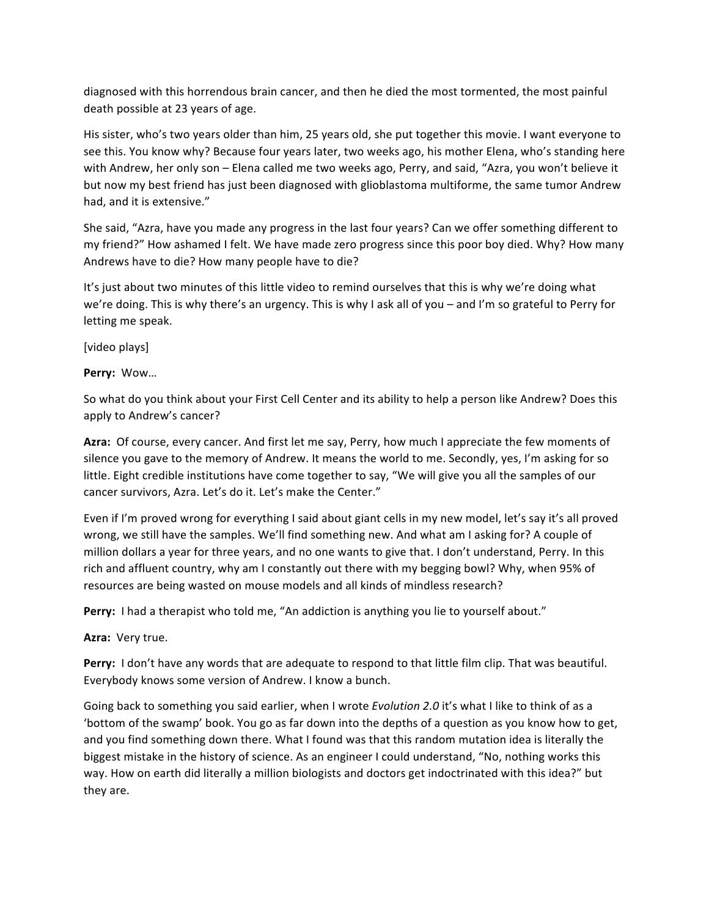diagnosed with this horrendous brain cancer, and then he died the most tormented, the most painful death possible at 23 years of age.

His sister, who's two years older than him, 25 years old, she put together this movie. I want everyone to see this. You know why? Because four years later, two weeks ago, his mother Elena, who's standing here with Andrew, her only son – Elena called me two weeks ago, Perry, and said, "Azra, you won't believe it but now my best friend has just been diagnosed with glioblastoma multiforme, the same tumor Andrew had, and it is extensive."

She said, "Azra, have you made any progress in the last four years? Can we offer something different to my friend?" How ashamed I felt. We have made zero progress since this poor boy died. Why? How many Andrews have to die? How many people have to die?

It's just about two minutes of this little video to remind ourselves that this is why we're doing what we're doing. This is why there's an urgency. This is why I ask all of you – and I'm so grateful to Perry for letting me speak.

[video plays]

**Perry:** Wow…

So what do you think about your First Cell Center and its ability to help a person like Andrew? Does this apply to Andrew's cancer?

**Azra:** Of course, every cancer. And first let me say, Perry, how much I appreciate the few moments of silence you gave to the memory of Andrew. It means the world to me. Secondly, yes, I'm asking for so little. Eight credible institutions have come together to say, "We will give you all the samples of our cancer survivors, Azra. Let's do it. Let's make the Center."

Even if I'm proved wrong for everything I said about giant cells in my new model, let's say it's all proved wrong, we still have the samples. We'll find something new. And what am I asking for? A couple of million dollars a year for three years, and no one wants to give that. I don't understand, Perry. In this rich and affluent country, why am I constantly out there with my begging bowl? Why, when 95% of resources are being wasted on mouse models and all kinds of mindless research?

**Perry:** I had a therapist who told me, "An addiction is anything you lie to yourself about."

**Azra:** Very true.

**Perry:** I don't have any words that are adequate to respond to that little film clip. That was beautiful. Everybody knows some version of Andrew. I know a bunch.

Going back to something you said earlier, when I wrote *Evolution 2.0* it's what I like to think of as a 'bottom of the swamp' book. You go as far down into the depths of a question as you know how to get, and you find something down there. What I found was that this random mutation idea is literally the biggest mistake in the history of science. As an engineer I could understand, "No, nothing works this way. How on earth did literally a million biologists and doctors get indoctrinated with this idea?" but they are.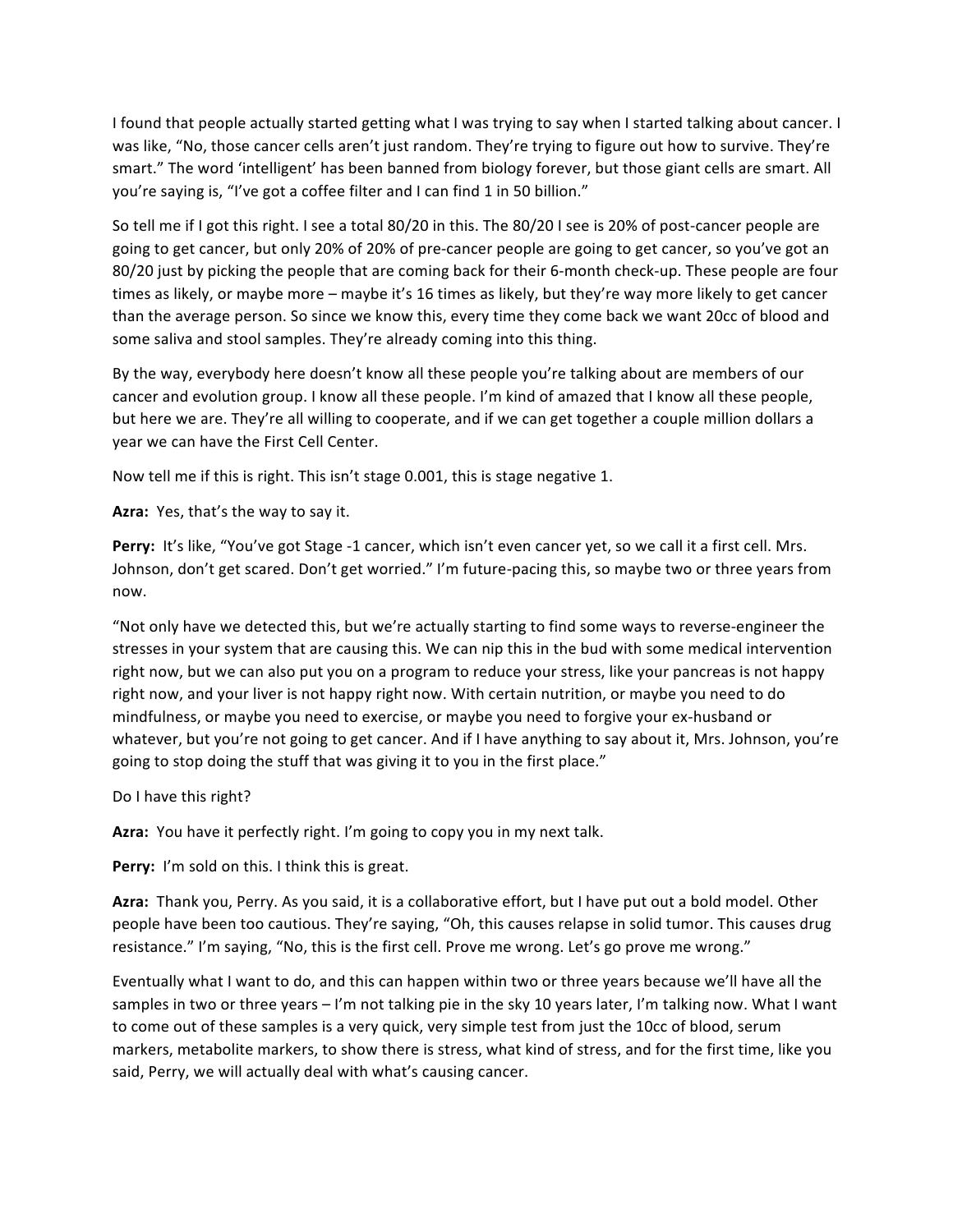I found that people actually started getting what I was trying to say when I started talking about cancer. I was like, "No, those cancer cells aren't just random. They're trying to figure out how to survive. They're smart." The word 'intelligent' has been banned from biology forever, but those giant cells are smart. All you're saying is, "I've got a coffee filter and I can find 1 in 50 billion."

So tell me if I got this right. I see a total 80/20 in this. The 80/20 I see is 20% of post-cancer people are going to get cancer, but only 20% of 20% of pre-cancer people are going to get cancer, so you've got an 80/20 just by picking the people that are coming back for their 6-month check-up. These people are four times as likely, or maybe more – maybe it's 16 times as likely, but they're way more likely to get cancer than the average person. So since we know this, every time they come back we want 20cc of blood and some saliva and stool samples. They're already coming into this thing.

By the way, everybody here doesn't know all these people you're talking about are members of our cancer and evolution group. I know all these people. I'm kind of amazed that I know all these people, but here we are. They're all willing to cooperate, and if we can get together a couple million dollars a year we can have the First Cell Center.

Now tell me if this is right. This isn't stage 0.001, this is stage negative 1.

**Azra:** Yes, that's the way to say it.

**Perry:** It's like, "You've got Stage -1 cancer, which isn't even cancer yet, so we call it a first cell. Mrs. Johnson, don't get scared. Don't get worried." I'm future-pacing this, so maybe two or three years from now.

"Not only have we detected this, but we're actually starting to find some ways to reverse-engineer the stresses in your system that are causing this. We can nip this in the bud with some medical intervention right now, but we can also put you on a program to reduce your stress, like your pancreas is not happy right now, and your liver is not happy right now. With certain nutrition, or maybe you need to do mindfulness, or maybe you need to exercise, or maybe you need to forgive your ex-husband or whatever, but you're not going to get cancer. And if I have anything to say about it, Mrs. Johnson, you're going to stop doing the stuff that was giving it to you in the first place."

Do I have this right?

**Azra:** You have it perfectly right. I'm going to copy you in my next talk.

**Perry:** I'm sold on this. I think this is great.

**Azra:** Thank you, Perry. As you said, it is a collaborative effort, but I have put out a bold model. Other people have been too cautious. They're saying, "Oh, this causes relapse in solid tumor. This causes drug resistance." I'm saying, "No, this is the first cell. Prove me wrong. Let's go prove me wrong."

Eventually what I want to do, and this can happen within two or three years because we'll have all the samples in two or three years – I'm not talking pie in the sky 10 years later, I'm talking now. What I want to come out of these samples is a very quick, very simple test from just the 10cc of blood, serum markers, metabolite markers, to show there is stress, what kind of stress, and for the first time, like you said, Perry, we will actually deal with what's causing cancer.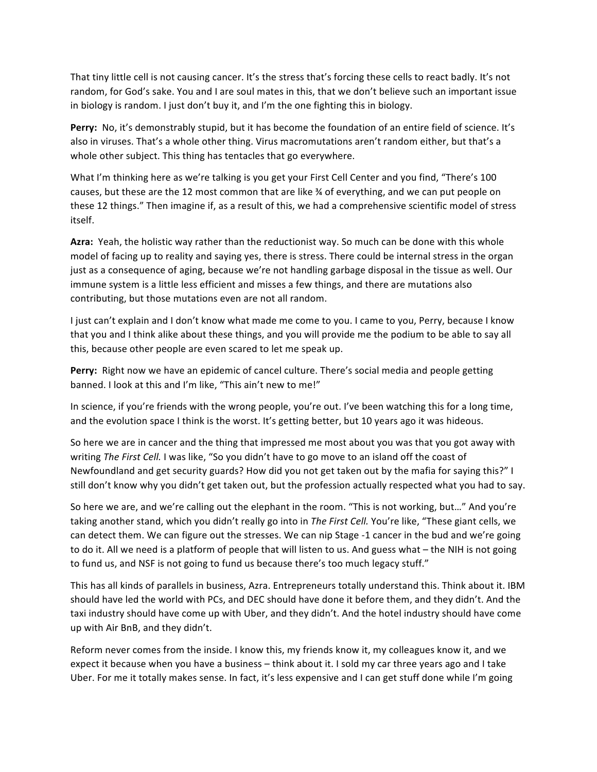That tiny little cell is not causing cancer. It's the stress that's forcing these cells to react badly. It's not random, for God's sake. You and I are soul mates in this, that we don't believe such an important issue in biology is random. I just don't buy it, and I'm the one fighting this in biology.

**Perry:** No, it's demonstrably stupid, but it has become the foundation of an entire field of science. It's also in viruses. That's a whole other thing. Virus macromutations aren't random either, but that's a whole other subject. This thing has tentacles that go everywhere.

What I'm thinking here as we're talking is you get your First Cell Center and you find, "There's 100 causes, but these are the 12 most common that are like ¾ of everything, and we can put people on these 12 things." Then imagine if, as a result of this, we had a comprehensive scientific model of stress itself.

**Azra:** Yeah, the holistic way rather than the reductionist way. So much can be done with this whole model of facing up to reality and saying yes, there is stress. There could be internal stress in the organ just as a consequence of aging, because we're not handling garbage disposal in the tissue as well. Our immune system is a little less efficient and misses a few things, and there are mutations also contributing, but those mutations even are not all random.

I just can't explain and I don't know what made me come to you. I came to you, Perry, because I know that you and I think alike about these things, and you will provide me the podium to be able to say all this, because other people are even scared to let me speak up.

**Perry:** Right now we have an epidemic of cancel culture. There's social media and people getting banned. I look at this and I'm like, "This ain't new to me!"

In science, if you're friends with the wrong people, you're out. I've been watching this for a long time, and the evolution space I think is the worst. It's getting better, but 10 years ago it was hideous.

So here we are in cancer and the thing that impressed me most about you was that you got away with writing *The First Cell.* I was like, "So you didn't have to go move to an island off the coast of Newfoundland and get security guards? How did you not get taken out by the mafia for saying this?" I still don't know why you didn't get taken out, but the profession actually respected what you had to say.

So here we are, and we're calling out the elephant in the room. "This is not working, but…" And you're taking another stand, which you didn't really go into in *The First Cell.* You're like, "These giant cells, we can detect them. We can figure out the stresses. We can nip Stage -1 cancer in the bud and we're going to do it. All we need is a platform of people that will listen to us. And guess what – the NIH is not going to fund us, and NSF is not going to fund us because there's too much legacy stuff."

This has all kinds of parallels in business, Azra. Entrepreneurs totally understand this. Think about it. IBM should have led the world with PCs, and DEC should have done it before them, and they didn't. And the taxi industry should have come up with Uber, and they didn't. And the hotel industry should have come up with Air BnB, and they didn't.

Reform never comes from the inside. I know this, my friends know it, my colleagues know it, and we expect it because when you have a business – think about it. I sold my car three years ago and I take Uber. For me it totally makes sense. In fact, it's less expensive and I can get stuff done while I'm going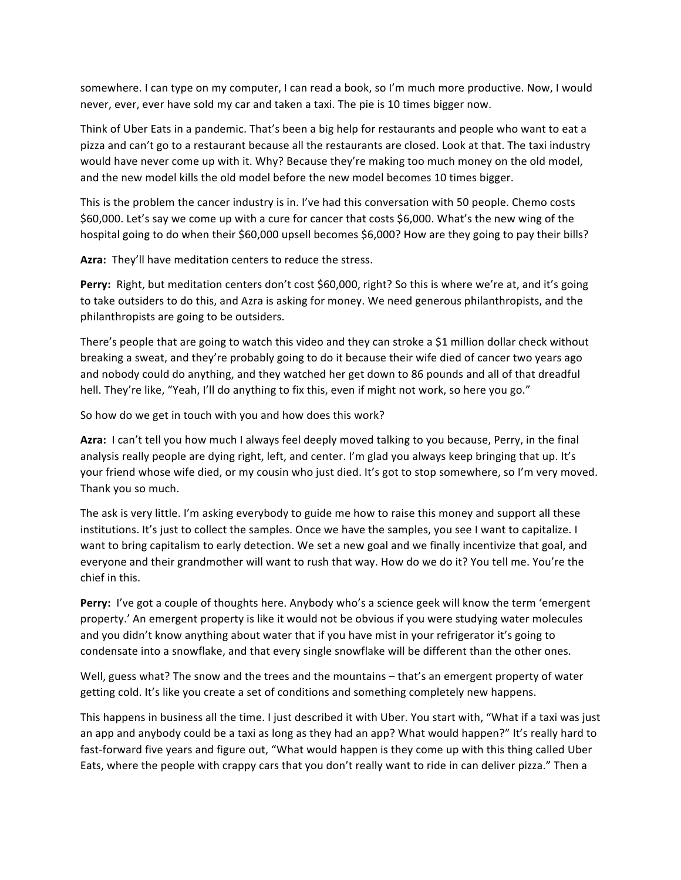somewhere. I can type on my computer, I can read a book, so I'm much more productive. Now, I would never, ever, ever have sold my car and taken a taxi. The pie is 10 times bigger now.

Think of Uber Eats in a pandemic. That's been a big help for restaurants and people who want to eat a pizza and can't go to a restaurant because all the restaurants are closed. Look at that. The taxi industry would have never come up with it. Why? Because they're making too much money on the old model, and the new model kills the old model before the new model becomes 10 times bigger.

This is the problem the cancer industry is in. I've had this conversation with 50 people. Chemo costs $60,000. Let's say we come up with a cure for cancer that costs $6,000. What's the new wing of the hospital going to do when their $60,000 upsell becomes $6,000? How are they going to pay their bills?

**Azra:** They'll have meditation centers to reduce the stress.

**Perry:** Right, but meditation centers don't cost $60,000, right? So this is where we're at, and it's going to take outsiders to do this, and Azra is asking for money. We need generous philanthropists, and the philanthropists are going to be outsiders.

There's people that are going to watch this video and they can stroke a $1 million dollar check without breaking a sweat, and they're probably going to do it because their wife died of cancer two years ago and nobody could do anything, and they watched her get down to 86 pounds and all of that dreadful hell. They're like, "Yeah, I'll do anything to fix this, even if might not work, so here you go."

So how do we get in touch with you and how does this work?

**Azra:** I can't tell you how much I always feel deeply moved talking to you because, Perry, in the final analysis really people are dying right, left, and center. I'm glad you always keep bringing that up. It's your friend whose wife died, or my cousin who just died. It's got to stop somewhere, so I'm very moved. Thank you so much.

The ask is very little. I'm asking everybody to guide me how to raise this money and support all these institutions. It's just to collect the samples. Once we have the samples, you see I want to capitalize. I want to bring capitalism to early detection. We set a new goal and we finally incentivize that goal, and everyone and their grandmother will want to rush that way. How do we do it? You tell me. You're the chief in this.

**Perry:** I've got a couple of thoughts here. Anybody who's a science geek will know the term 'emergent property.' An emergent property is like it would not be obvious if you were studying water molecules and you didn't know anything about water that if you have mist in your refrigerator it's going to condensate into a snowflake, and that every single snowflake will be different than the other ones.

Well, guess what? The snow and the trees and the mountains – that's an emergent property of water getting cold. It's like you create a set of conditions and something completely new happens.

This happens in business all the time. I just described it with Uber. You start with, "What if a taxi was just an app and anybody could be a taxi as long as they had an app? What would happen?" It's really hard to fast-forward five years and figure out, "What would happen is they come up with this thing called Uber Eats, where the people with crappy cars that you don't really want to ride in can deliver pizza." Then a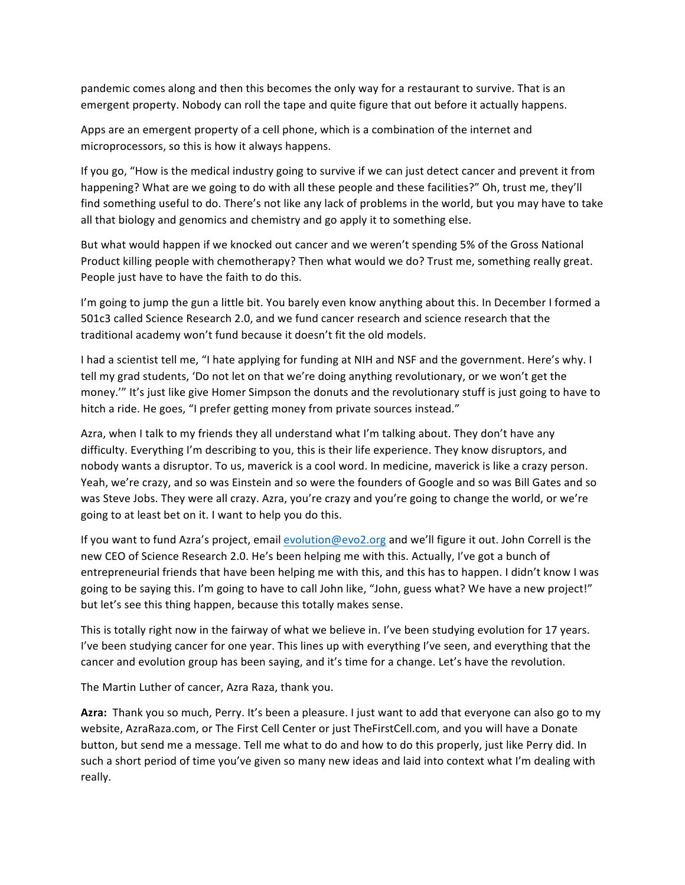pandemic comes along and then this becomes the only way for a restaurant to survive. That is an emergent property. Nobody can roll the tape and quite figure that out before it actually happens.

Apps are an emergent property of a cell phone, which is a combination of the internet and microprocessors, so this is how it always happens.

If you go, "How is the medical industry going to survive if we can just detect cancer and prevent it from happening? What are we going to do with all these people and these facilities?" Oh, trust me, they'll find something useful to do. There's not like any lack of problems in the world, but you may have to take all that biology and genomics and chemistry and go apply it to something else.

But what would happen if we knocked out cancer and we weren't spending 5% of the Gross National Product killing people with chemotherapy? Then what would we do? Trust me, something really great. People just have to have the faith to do this.

I'm going to jump the gun a little bit. You barely even know anything about this. In December I formed a 501c3 called Science Research 2.0, and we fund cancer research and science research that the traditional academy won't fund because it doesn't fit the old models.

I had a scientist tell me, "I hate applying for funding at NIH and NSF and the government. Here's why. I tell my grad students, 'Do not let on that we're doing anything revolutionary, or we won't get the money.'" It's just like give Homer Simpson the donuts and the revolutionary stuff is just going to have to hitch a ride. He goes, "I prefer getting money from private sources instead."

Azra, when I talk to my friends they all understand what I'm talking about. They don't have any difficulty. Everything I'm describing to you, this is their life experience. They know disruptors, and nobody wants a disruptor. To us, maverick is a cool word. In medicine, maverick is like a crazy person. Yeah, we're crazy, and so was Einstein and so were the founders of Google and so was Bill Gates and so was Steve Jobs. They were all crazy. Azra, you're crazy and you're going to change the world, or we're going to at least bet on it. I want to help you do this.

If you want to fund Azra's project, email [evolution@evo2.org](mailto:evolution@evo2.org) and we'll figure it out. John Correll is the new CEO of Science Research 2.0. He's been helping me with this. Actually, I've got a bunch of entrepreneurial friends that have been helping me with this, and this has to happen. I didn't know I was going to be saying this. I'm going to have to call John like, "John, guess what? We have a new project!" but let's see this thing happen, because this totally makes sense.

This is totally right now in the fairway of what we believe in. I've been studying evolution for 17 years. I've been studying cancer for one year. This lines up with everything I've seen, and everything that the cancer and evolution group has been saying, and it's time for a change. Let's have the revolution.

The Martin Luther of cancer, Azra Raza, thank you.

**Azra:** Thank you so much, Perry. It's been a pleasure. I just want to add that everyone can also go to my website, AzraRaza.com, or The First Cell Center or just TheFirstCell.com, and you will have a Donate button, but send me a message. Tell me what to do and how to do this properly, just like Perry did. In such a short period of time you've given so many new ideas and laid into context what I'm dealing with really.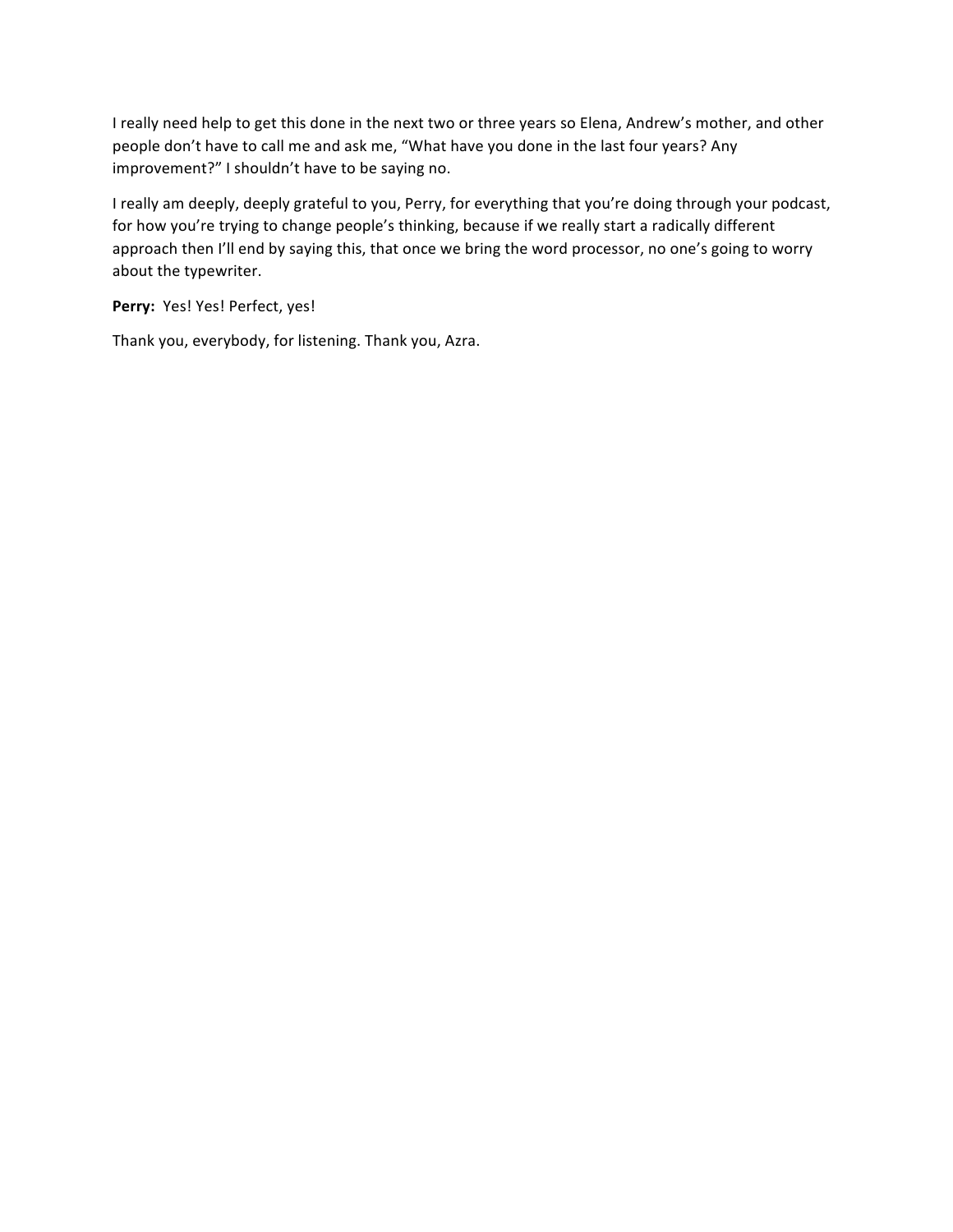I really need help to get this done in the next two or three years so Elena, Andrew's mother, and other people don't have to call me and ask me, "What have you done in the last four years? Any improvement?" I shouldn't have to be saying no.

I really am deeply, deeply grateful to you, Perry, for everything that you're doing through your podcast, for how you're trying to change people's thinking, because if we really start a radically different approach then I'll end by saying this, that once we bring the word processor, no one's going to worry about the typewriter.

**Perry:** Yes! Yes! Perfect, yes!

Thank you, everybody, for listening. Thank you, Azra.